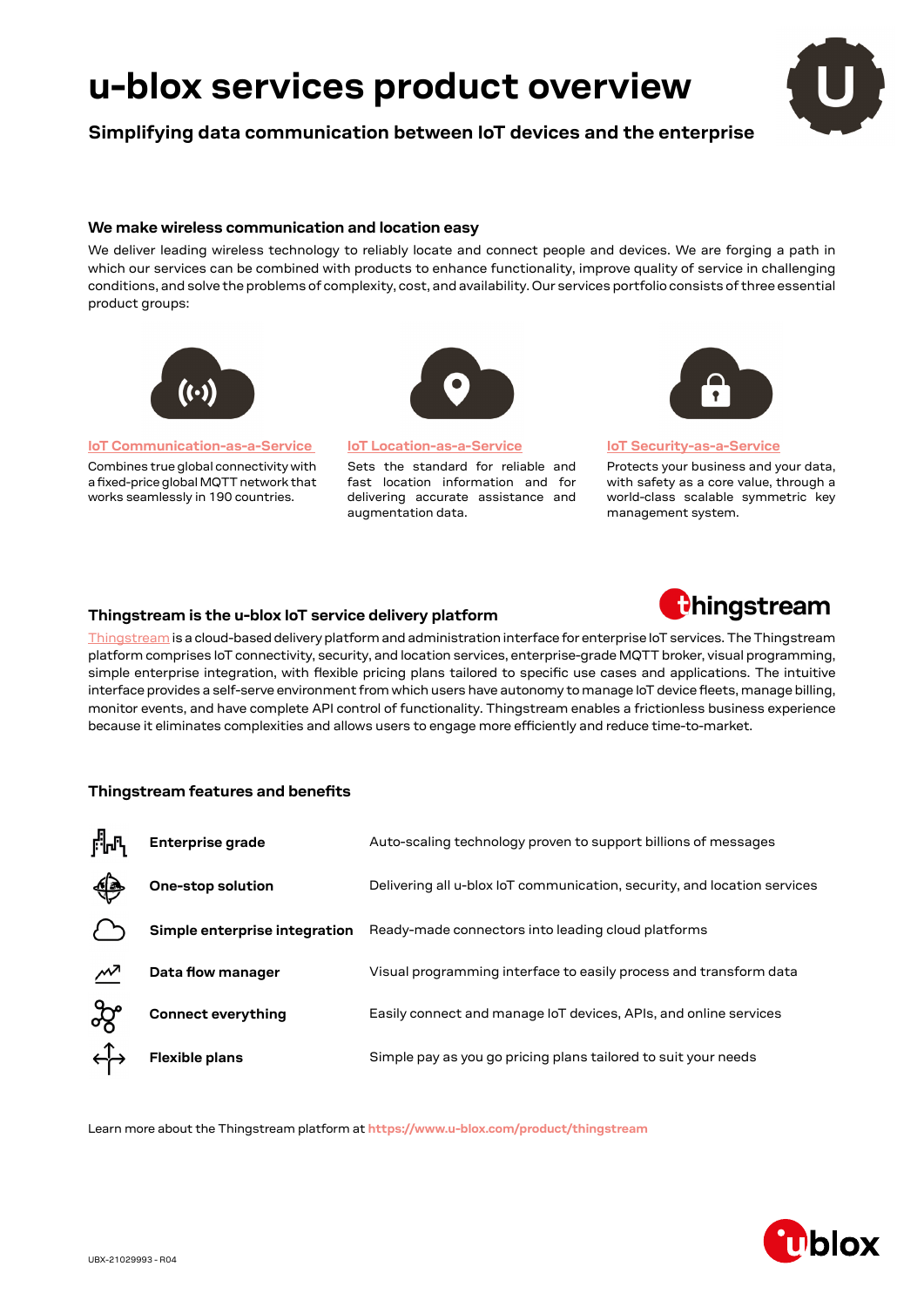// u-blox services product overview

## Simplifying data communication between IoT devices and the enterprise

### We make wireless communication and location easy

We deliver leading wireless technology to reliably locate and connect people and devices. We are forging a path in which our services can be combined with products to enhance functionality, improve quality of service in challenging conditions, and solve the problems of complexity, cost, and availability. Our services portfolio consists of three essential product groups:

**IoT Communication-as-a-Service**

Combines true global connectivity with a fixed-price global MQTT network that works seamlessly in 190 countries.

**IoT Location-as-a-Service**

Sets the standard for reliable and fast location information and for delivering accurate assistance and augmentation data.

**IoT Security-as-a-Service**

Protects your business and your data, with safety as a core value, through a world-class scalable symmetric key management system.

### Thingstream is the u-blox IoT service delivery platform

Thingstream is a cloud-based delivery platform and administration interface for enterprise IoT services. The Thingstream platform comprises IoT connectivity, security, and location services, enterprise-grade MQTT broker, visual programming, simple enterprise integration, with flexible pricing plans tailored to specific use cases and applications. The intuitive interface provides a self-serve environment from which users have autonomy to manage IoT device fleets, manage billing, monitor events, and have complete API control of functionality. Thingstream enables a frictionless business experience because it eliminates complexities and allows users to engage more efficiently and reduce time-to-market.

### Thingstream features and benefits

| Feature | Benefit |
|---|---|
| **Enterprise grade** | Auto-scaling technology proven to support billions of messages |
| **One-stop solution** | Delivering all u-blox IoT communication, security, and location services |
| **Simple enterprise integration** | Ready-made connectors into leading cloud platforms |
| **Data flow manager** | Visual programming interface to easily process and transform data |
| **Connect everything** | Easily connect and manage IoT devices, APIs, and online services |
| **Flexible plans** | Simple pay as you go pricing plans tailored to suit your needs |

Learn more about the Thingstream platform at https://www.u-blox.com/product/thingstream

UBX-21029993 - R04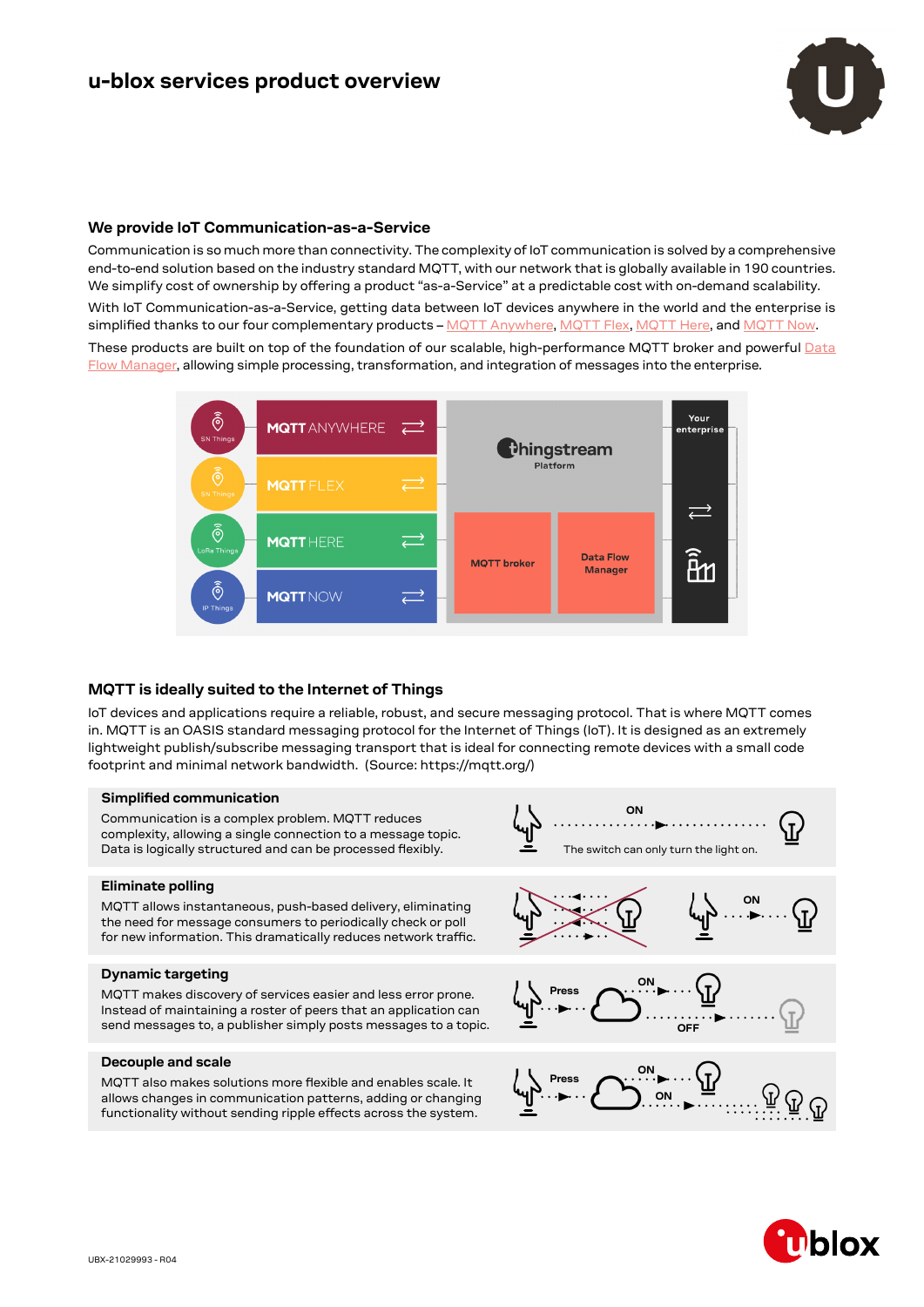# u-blox services product overview

## We provide IoT Communication-as-a-Service

Communication is so much more than connectivity. The complexity of IoT communication is solved by a comprehensive end-to-end solution based on the industry standard MQTT, with our network that is globally available in 190 countries. We simplify cost of ownership by offering a product "as-a-Service" at a predictable cost with on-demand scalability.

With IoT Communication-as-a-Service, getting data between IoT devices anywhere in the world and the enterprise is simplified thanks to our four complementary products – MQTT Anywhere, MQTT Flex, MQTT Here, and MQTT Now.

These products are built on top of the foundation of our scalable, high-performance MQTT broker and powerful Data Flow Manager, allowing simple processing, transformation, and integration of messages into the enterprise.

## MQTT is ideally suited to the Internet of Things

IoT devices and applications require a reliable, robust, and secure messaging protocol. That is where MQTT comes in. MQTT is an OASIS standard messaging protocol for the Internet of Things (IoT). It is designed as an extremely lightweight publish/subscribe messaging transport that is ideal for connecting remote devices with a small code footprint and minimal network bandwidth. (Source: https://mqtt.org/)

### Simplified communication

Communication is a complex problem. MQTT reduces complexity, allowing a single connection to a message topic. Data is logically structured and can be processed flexibly.

### Eliminate polling

MQTT allows instantaneous, push-based delivery, eliminating the need for message consumers to periodically check or poll for new information. This dramatically reduces network traffic.

### Dynamic targeting

MQTT makes discovery of services easier and less error prone. Instead of maintaining a roster of peers that an application can send messages to, a publisher simply posts messages to a topic.

### Decouple and scale

MQTT also makes solutions more flexible and enables scale. It allows changes in communication patterns, adding or changing functionality without sending ripple effects across the system.

UBX-21029993 - R04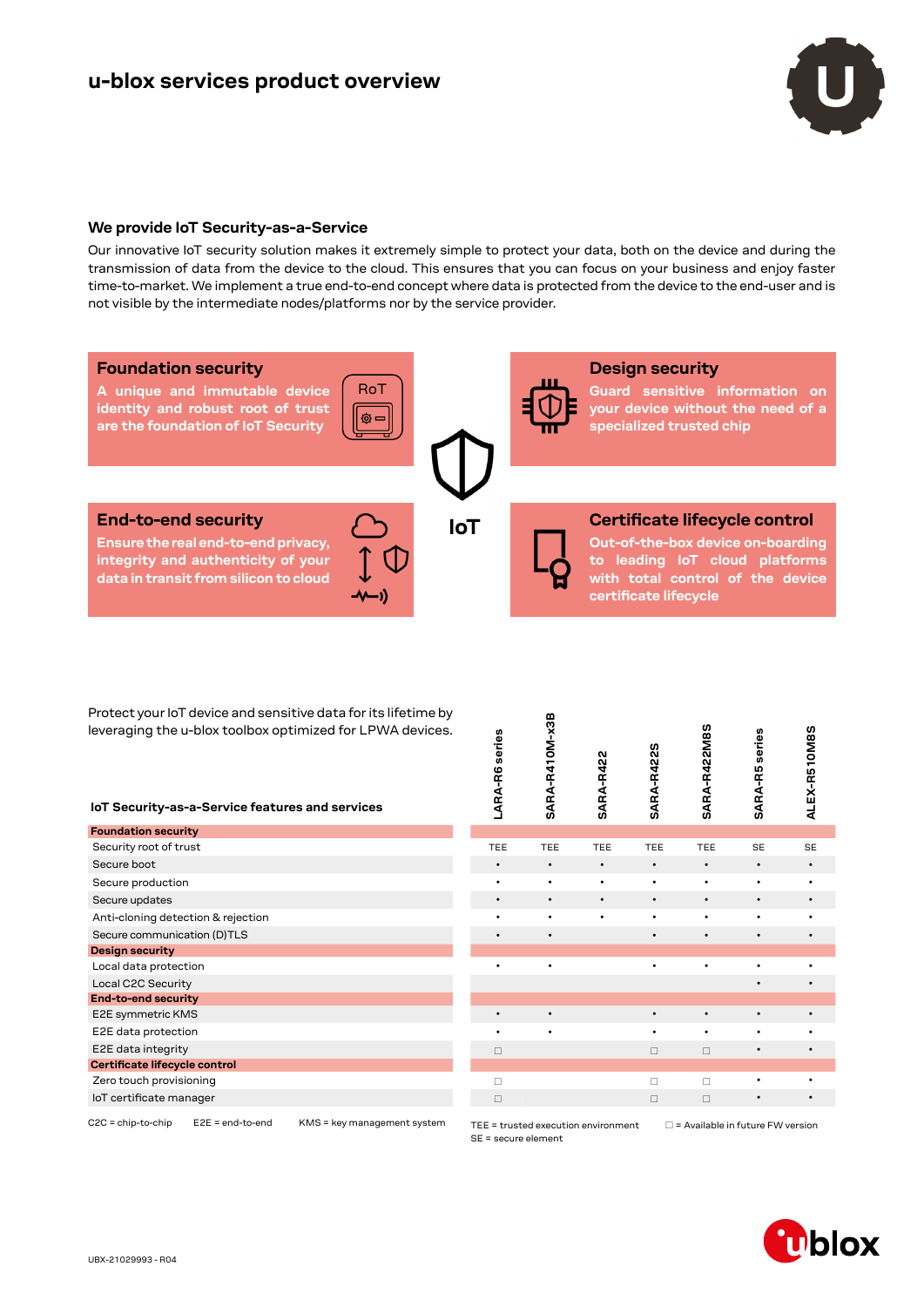# u-blox services product overview

## We provide IoT Security-as-a-Service

Our innovative IoT security solution makes it extremely simple to protect your data, both on the device and during the transmission of data from the device to the cloud. This ensures that you can focus on your business and enjoy faster time-to-market. We implement a true end-to-end concept where data is protected from the device to the end-user and is not visible by the intermediate nodes/platforms nor by the service provider.

### Foundation security

A unique and immutable device identity and robust root of trust are the foundation of IoT Security

### Design security

Guard sensitive information on your device without the need of a specialized trusted chip

### End-to-end security

Ensure the real end-to-end privacy, integrity and authenticity of your data in transit from silicon to cloud

### Certificate lifecycle control

Out-of-the-box device on-boarding to leading IoT cloud platforms with total control of the device certificate lifecycle

IoT

Protect your IoT device and sensitive data for its lifetime by leveraging the u-blox toolbox optimized for LPWA devices.

| IoT Security-as-a-Service features and services | LARA-R6 series | SARA-R410M-x3B | SARA-R422 | SARA-R422S | SARA-R422M8S | SARA-R5 series | ALEX-R510M8S |
|---|---|---|---|---|---|---|---|
| **Foundation security** | | | | | | | |
| Security root of trust | TEE | TEE | TEE | TEE | TEE | SE | SE |
| Secure boot | • | • | • | • | • | • | • |
| Secure production | • | • | • | • | • | • | • |
| Secure updates | • | • | • | • | • | • | • |
| Anti-cloning detection & rejection | • | • | • | • | • | • | • |
| Secure communication (D)TLS | • | • | | • | • | • | • |
| **Design security** | | | | | | | |
| Local data protection | • | • | | • | • | • | • |
| Local C2C Security | | | | | | • | • |
| **End-to-end security** | | | | | | | |
| E2E symmetric KMS | • | • | | • | • | • | • |
| E2E data protection | • | • | | • | • | • | • |
| E2E data integrity | □ | | | □ | □ | • | • |
| **Certificate lifecycle control** | | | | | | | |
| Zero touch provisioning | □ | | | □ | □ | • | • |
| IoT certificate manager | □ | | | □ | □ | • | • |

C2C = chip-to-chip E2E = end-to-end KMS = key management system

TEE = trusted execution environment □ = Available in future FW version
SE = secure element

UBX-21029993 - R04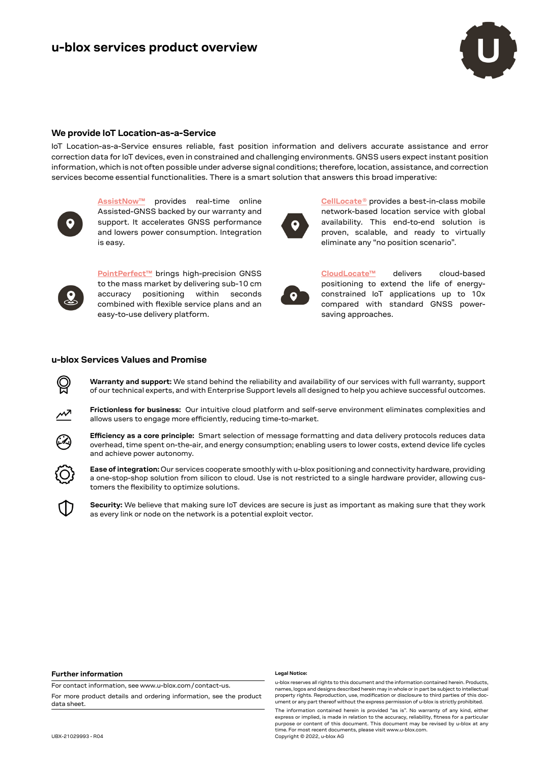# u-blox services product overview

## We provide IoT Location-as-a-Service

IoT Location-as-a-Service ensures reliable, fast position information and delivers accurate assistance and error correction data for IoT devices, even in constrained and challenging environments. GNSS users expect instant position information, which is not often possible under adverse signal conditions; therefore, location, assistance, and correction services become essential functionalities. There is a smart solution that answers this broad imperative:

AssistNow™ provides real-time online Assisted-GNSS backed by our warranty and support. It accelerates GNSS performance and lowers power consumption. Integration is easy.

CellLocate® provides a best-in-class mobile network-based location service with global availability. This end-to-end solution is proven, scalable, and ready to virtually eliminate any "no position scenario".

PointPerfect™ brings high-precision GNSS to the mass market by delivering sub-10 cm accuracy positioning within seconds combined with flexible service plans and an easy-to-use delivery platform.

CloudLocate™ delivers cloud-based positioning to extend the life of energy-constrained IoT applications up to 10x compared with standard GNSS power-saving approaches.

## u-blox Services Values and Promise

**Warranty and support:** We stand behind the reliability and availability of our services with full warranty, support of our technical experts, and with Enterprise Support levels all designed to help you achieve successful outcomes.

**Frictionless for business:** Our intuitive cloud platform and self-serve environment eliminates complexities and allows users to engage more efficiently, reducing time-to-market.

**Efficiency as a core principle:** Smart selection of message formatting and data delivery protocols reduces data overhead, time spent on-the-air, and energy consumption; enabling users to lower costs, extend device life cycles and achieve power autonomy.

**Ease of integration:** Our services cooperate smoothly with u-blox positioning and connectivity hardware, providing a one-stop-shop solution from silicon to cloud. Use is not restricted to a single hardware provider, allowing customers the flexibility to optimize solutions.

**Security:** We believe that making sure IoT devices are secure is just as important as making sure that they work as every link or node on the network is a potential exploit vector.

### Further information

For contact information, see www.u-blox.com/contact-us.

For more product details and ordering information, see the product data sheet.

#### Legal Notice:

u-blox reserves all rights to this document and the information contained herein. Products, names, logos and designs described herein may in whole or in part be subject to intellectual property rights. Reproduction, use, modification or disclosure to third parties of this document or any part thereof without the express permission of u-blox is strictly prohibited.

The information contained herein is provided "as is". No warranty of any kind, either express or implied, is made in relation to the accuracy, reliability, fitness for a particular purpose or content of this document. This document may be revised by u-blox at any time. For most recent documents, please visit www.u-blox.com.
Copyright © 2022, u-blox AG

UBX-21029993 - R04